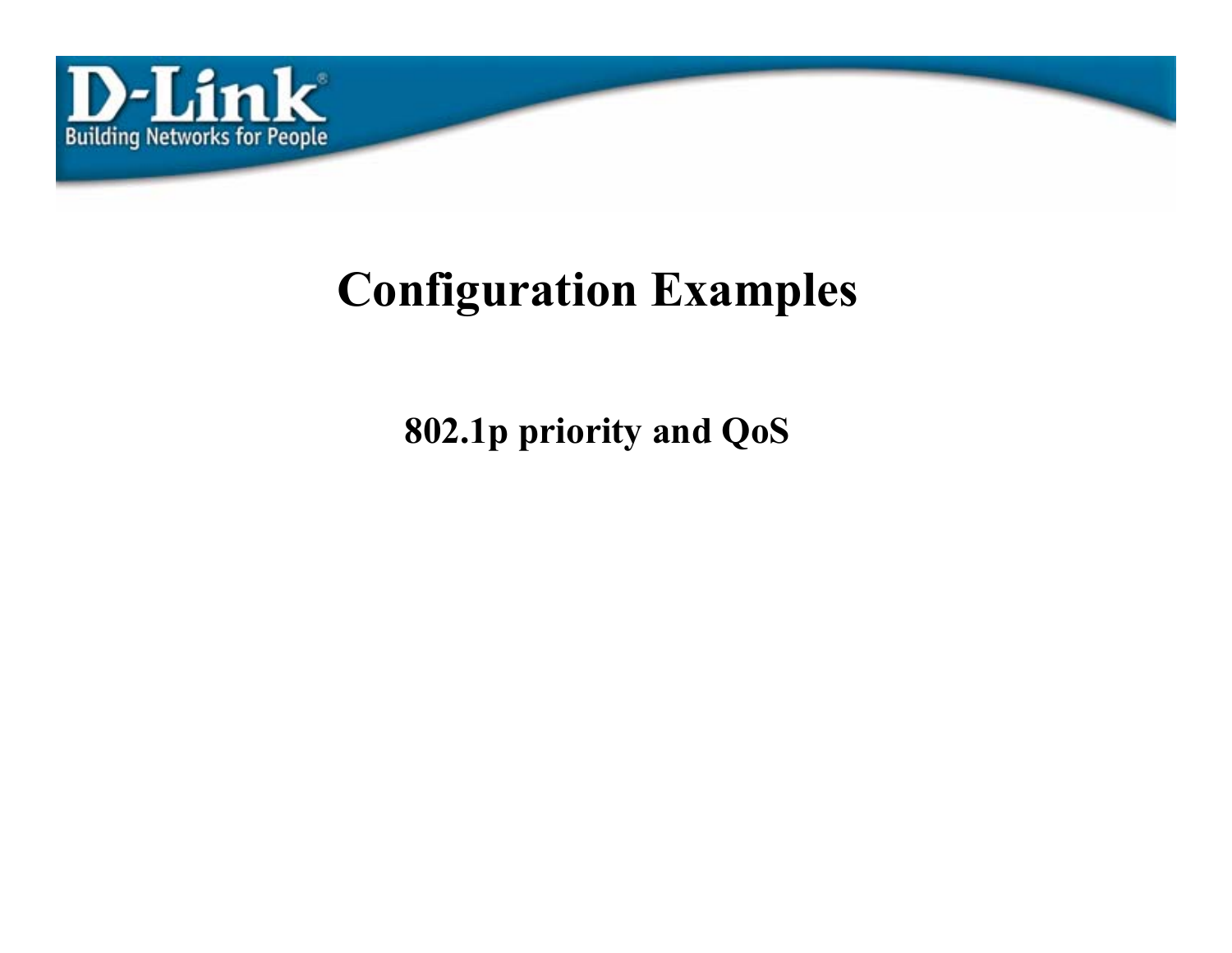# Configuration Examples

## 802.1p priority and QoS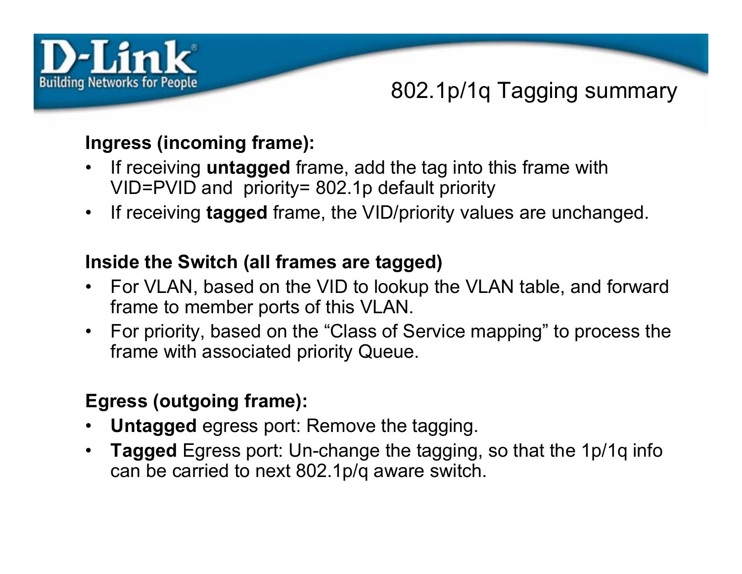# 802.1p/1q Tagging summary

**Ingress (incoming frame):**

- If receiving **untagged** frame, add the tag into this frame with VID=PVID and priority= 802.1p default priority
- If receiving **tagged** frame, the VID/priority values are unchanged.

**Inside the Switch (all frames are tagged)**

- For VLAN, based on the VID to lookup the VLAN table, and forward frame to member ports of this VLAN.
- For priority, based on the "Class of Service mapping" to process the frame with associated priority Queue.

**Egress (outgoing frame):**

- **Untagged** egress port: Remove the tagging.
- **Tagged** Egress port: Un-change the tagging, so that the 1p/1q info can be carried to next 802.1p/q aware switch.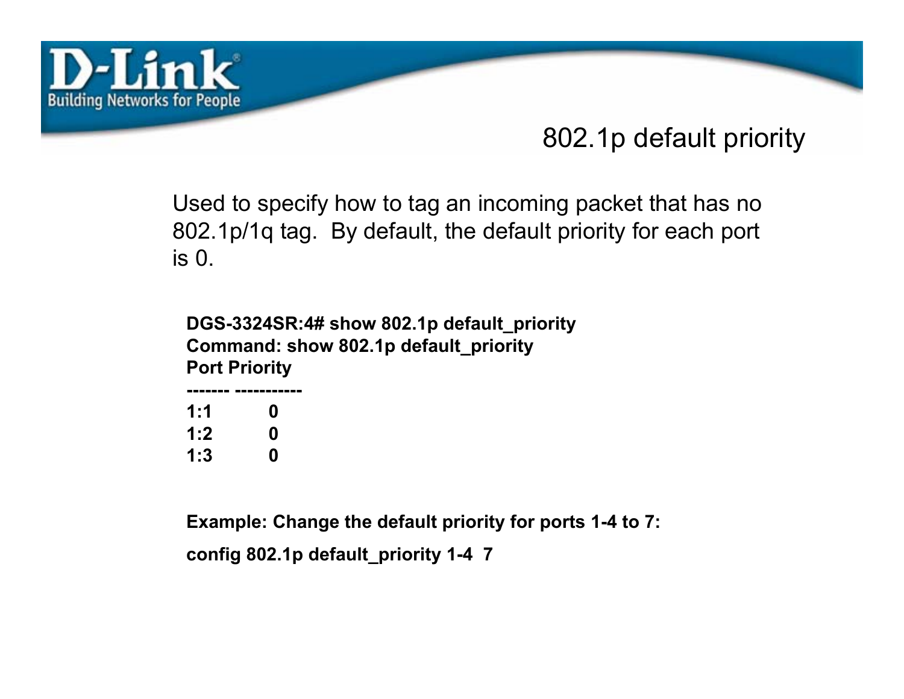# 802.1p default priority

Used to specify how to tag an incoming packet that has no 802.1p/1q tag. By default, the default priority for each port is 0.

```
DGS-3324SR:4# show 802.1p default_priority
Command: show 802.1p default_priority
Port Priority
------- -----------
1:1      0
1:2      0
1:3      0
```

**Example: Change the default priority for ports 1-4 to 7:**

```
config 802.1p default_priority 1-4  7
```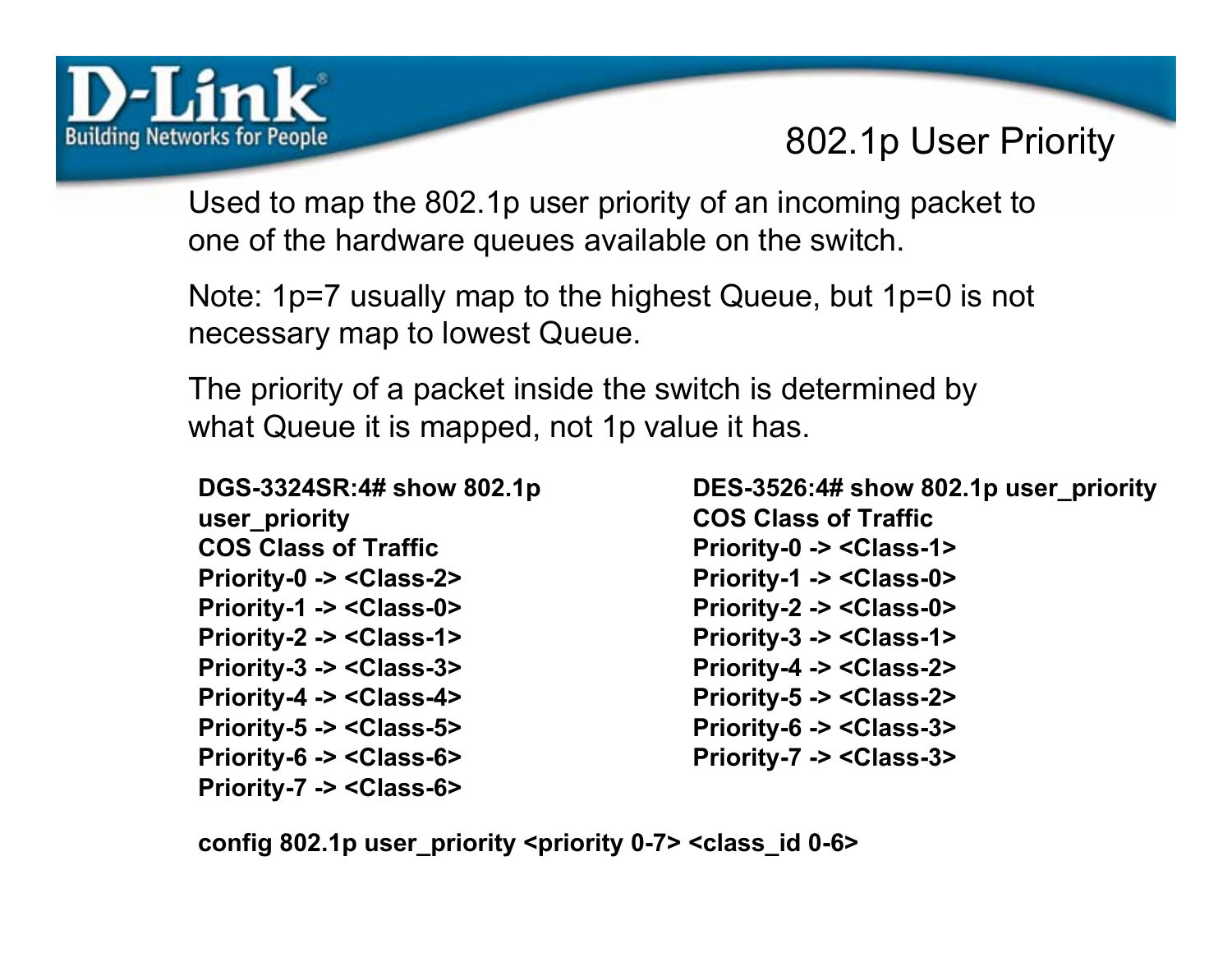# 802.1p User Priority

Used to map the 802.1p user priority of an incoming packet to one of the hardware queues available on the switch.

Note: 1p=7 usually map to the highest Queue, but 1p=0 is not necessary map to lowest Queue.

The priority of a packet inside the switch is determined by what Queue it is mapped, not 1p value it has.

```
DGS-3324SR:4# show 802.1p user_priority
COS Class of Traffic
Priority-0 -> <Class-2>
Priority-1 -> <Class-0>
Priority-2 -> <Class-1>
Priority-3 -> <Class-3>
Priority-4 -> <Class-4>
Priority-5 -> <Class-5>
Priority-6 -> <Class-6>
Priority-7 -> <Class-6>
```

```
DES-3526:4# show 802.1p user_priority
COS Class of Traffic
Priority-0 -> <Class-1>
Priority-1 -> <Class-0>
Priority-2 -> <Class-0>
Priority-3 -> <Class-1>
Priority-4 -> <Class-2>
Priority-5 -> <Class-2>
Priority-6 -> <Class-3>
Priority-7 -> <Class-3>
```

```
config 802.1p user_priority <priority 0-7> <class_id 0-6>
```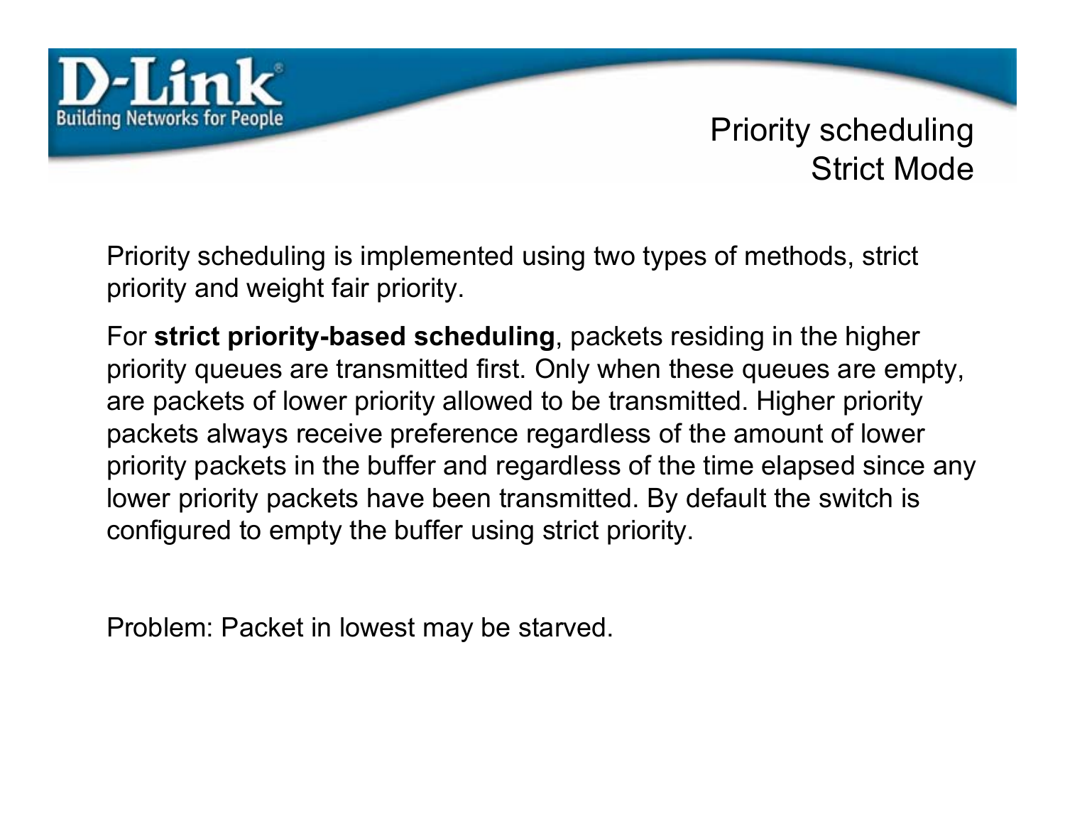# Priority scheduling Strict Mode

Priority scheduling is implemented using two types of methods, strict priority and weight fair priority.

For **strict priority-based scheduling**, packets residing in the higher priority queues are transmitted first. Only when these queues are empty, are packets of lower priority allowed to be transmitted. Higher priority packets always receive preference regardless of the amount of lower priority packets in the buffer and regardless of the time elapsed since any lower priority packets have been transmitted. By default the switch is configured to empty the buffer using strict priority.

Problem: Packet in lowest may be starved.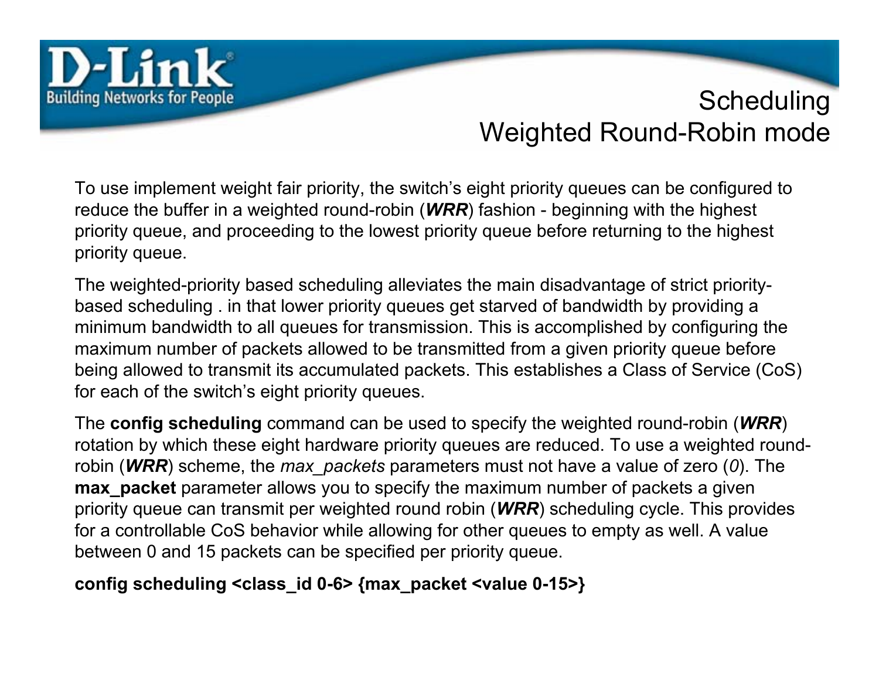# Scheduling Weighted Round-Robin mode

To use implement weight fair priority, the switch's eight priority queues can be configured to reduce the buffer in a weighted round-robin (***WRR***) fashion - beginning with the highest priority queue, and proceeding to the lowest priority queue before returning to the highest priority queue.

The weighted-priority based scheduling alleviates the main disadvantage of strict priority-based scheduling . in that lower priority queues get starved of bandwidth by providing a minimum bandwidth to all queues for transmission. This is accomplished by configuring the maximum number of packets allowed to be transmitted from a given priority queue before being allowed to transmit its accumulated packets. This establishes a Class of Service (CoS) for each of the switch's eight priority queues.

The **config scheduling** command can be used to specify the weighted round-robin (***WRR***) rotation by which these eight hardware priority queues are reduced. To use a weighted round-robin (***WRR***) scheme, the *max_packets* parameters must not have a value of zero (*0*). The **max_packet** parameter allows you to specify the maximum number of packets a given priority queue can transmit per weighted round robin (***WRR***) scheduling cycle. This provides for a controllable CoS behavior while allowing for other queues to empty as well. A value between 0 and 15 packets can be specified per priority queue.

**config scheduling <class_id 0-6> {max_packet <value 0-15>}**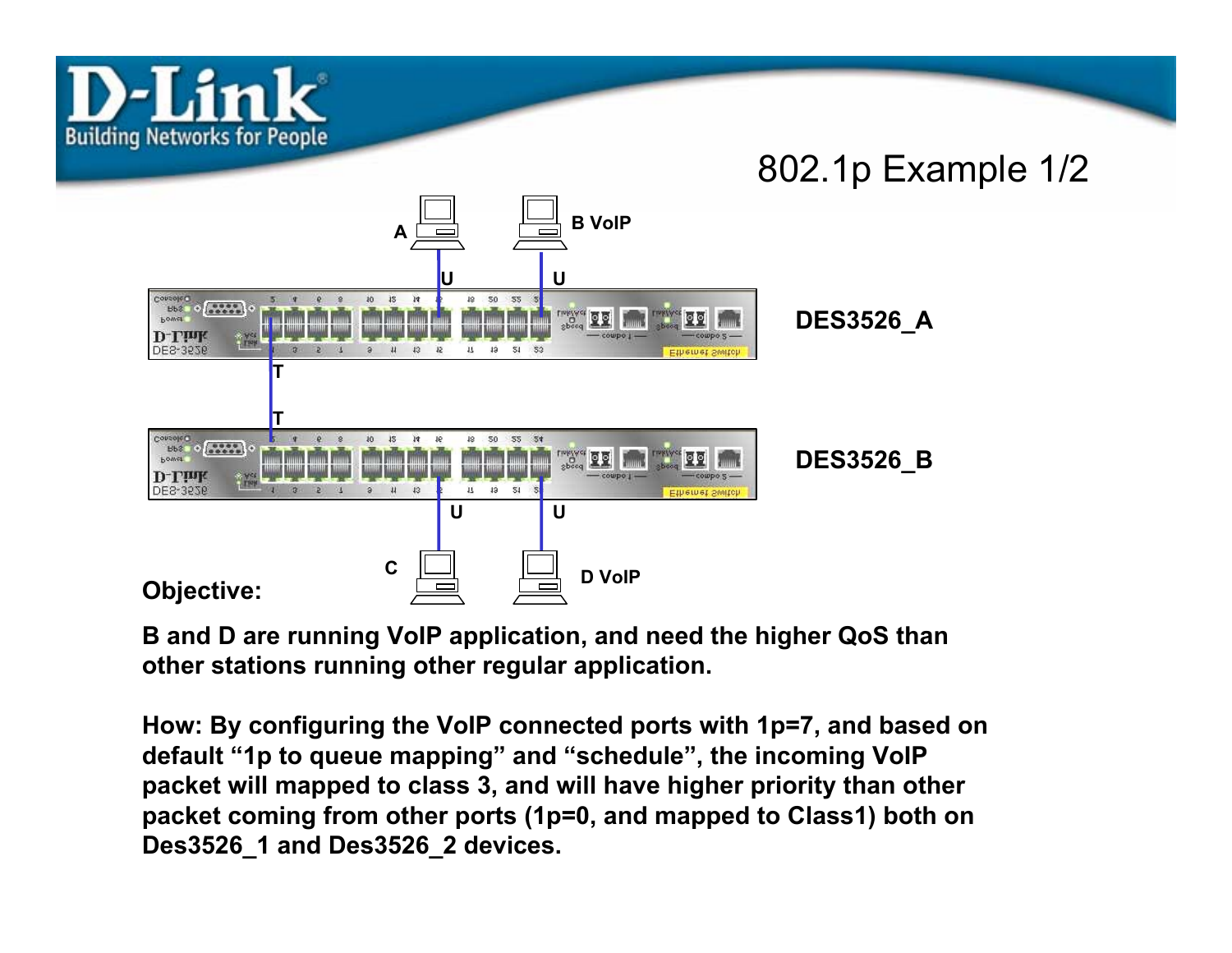# 802.1p Example 1/2

A

B VoIP

U

U

DES3526_A

T

T

DES3526_B

U

U

C

D VoIP

**Objective:**

**B and D are running VoIP application, and need the higher QoS than other stations running other regular application.**

**How: By configuring the VoIP connected ports with 1p=7, and based on default "1p to queue mapping" and "schedule", the incoming VoIP packet will mapped to class 3, and will have higher priority than other packet coming from other ports (1p=0, and mapped to Class1) both on Des3526_1 and Des3526_2 devices.**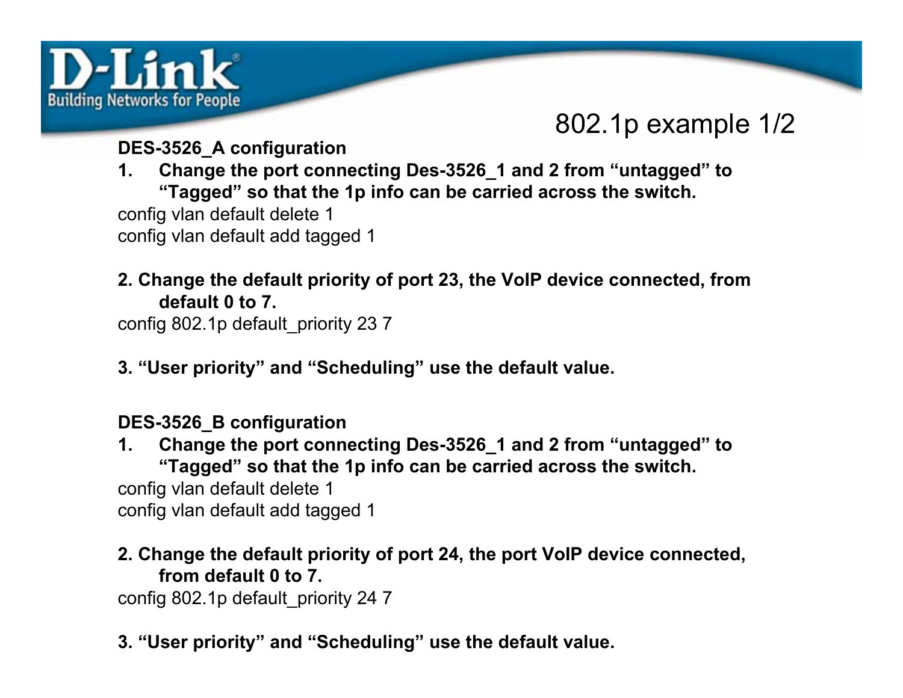# 802.1p example 1/2

**DES-3526_A configuration**

1. **Change the port connecting Des-3526_1 and 2 from "untagged" to "Tagged" so that the 1p info can be carried across the switch.**

```
config vlan default delete 1
config vlan default add tagged 1
```

**2. Change the default priority of port 23, the VoIP device connected, from default 0 to 7.**

```
config 802.1p default_priority 23 7
```

**3. "User priority" and "Scheduling" use the default value.**

**DES-3526_B configuration**

1. **Change the port connecting Des-3526_1 and 2 from "untagged" to "Tagged" so that the 1p info can be carried across the switch.**

```
config vlan default delete 1
config vlan default add tagged 1
```

**2. Change the default priority of port 24, the port VoIP device connected, from default 0 to 7.**

```
config 802.1p default_priority 24 7
```

**3. "User priority" and "Scheduling" use the default value.**